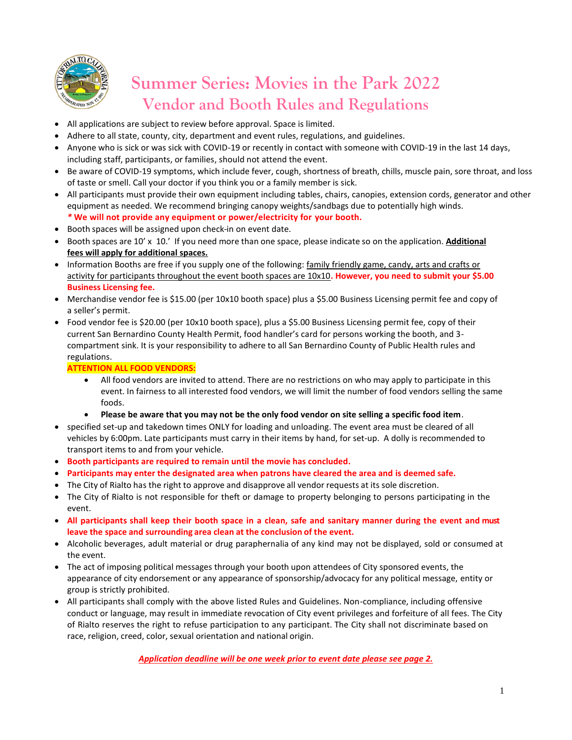# Summer Series: Movies in the Park 2022
## Vendor and Booth Rules and Regulations

- All applications are subject to review before approval. Space is limited.
- Adhere to all state, county, city, department and event rules, regulations, and guidelines.
- Anyone who is sick or was sick with COVID-19 or recently in contact with someone with COVID-19 in the last 14 days, including staff, participants, or families, should not attend the event.
- Be aware of COVID-19 symptoms, which include fever, cough, shortness of breath, chills, muscle pain, sore throat, and loss of taste or smell. Call your doctor if you think you or a family member is sick.
- All participants must provide their own equipment including tables, chairs, canopies, extension cords, generator and other equipment as needed. We recommend bringing canopy weights/sandbags due to potentially high winds.
  **\* We will not provide any equipment or power/electricity for your booth.**
- Booth spaces will be assigned upon check-in on event date.
- Booth spaces are 10' x 10.' If you need more than one space, please indicate so on the application. **Additional fees will apply for additional spaces.**
- Information Booths are free if you supply one of the following: family friendly game, candy, arts and crafts or activity for participants throughout the event booth spaces are 10x10. **However, you need to submit your $5.00 Business Licensing fee.**
- Merchandise vendor fee is $15.00 (per 10x10 booth space) plus a $5.00 Business Licensing permit fee and copy of a seller's permit.
- Food vendor fee is $20.00 (per 10x10 booth space), plus a $5.00 Business Licensing permit fee, copy of their current San Bernardino County Health Permit, food handler's card for persons working the booth, and 3-compartment sink. It is your responsibility to adhere to all San Bernardino County of Public Health rules and regulations.

  **ATTENTION ALL FOOD VENDORS:**
  - All food vendors are invited to attend. There are no restrictions on who may apply to participate in this event. In fairness to all interested food vendors, we will limit the number of food vendors selling the same foods.
  - **Please be aware that you may not be the only food vendor on site selling a specific food item**.
- specified set-up and takedown times ONLY for loading and unloading. The event area must be cleared of all vehicles by 6:00pm. Late participants must carry in their items by hand, for set-up. A dolly is recommended to transport items to and from your vehicle.
- **Booth participants are required to remain until the movie has concluded.**
- **Participants may enter the designated area when patrons have cleared the area and is deemed safe.**
- The City of Rialto has the right to approve and disapprove all vendor requests at its sole discretion.
- The City of Rialto is not responsible for theft or damage to property belonging to persons participating in the event.
- **All participants shall keep their booth space in a clean, safe and sanitary manner during the event and must leave the space and surrounding area clean at the conclusion of the event.**
- Alcoholic beverages, adult material or drug paraphernalia of any kind may not be displayed, sold or consumed at the event.
- The act of imposing political messages through your booth upon attendees of City sponsored events, the appearance of city endorsement or any appearance of sponsorship/advocacy for any political message, entity or group is strictly prohibited.
- All participants shall comply with the above listed Rules and Guidelines. Non-compliance, including offensive conduct or language, may result in immediate revocation of City event privileges and forfeiture of all fees. The City of Rialto reserves the right to refuse participation to any participant. The City shall not discriminate based on race, religion, creed, color, sexual orientation and national origin.

***Application deadline will be one week prior to event date please see page 2.***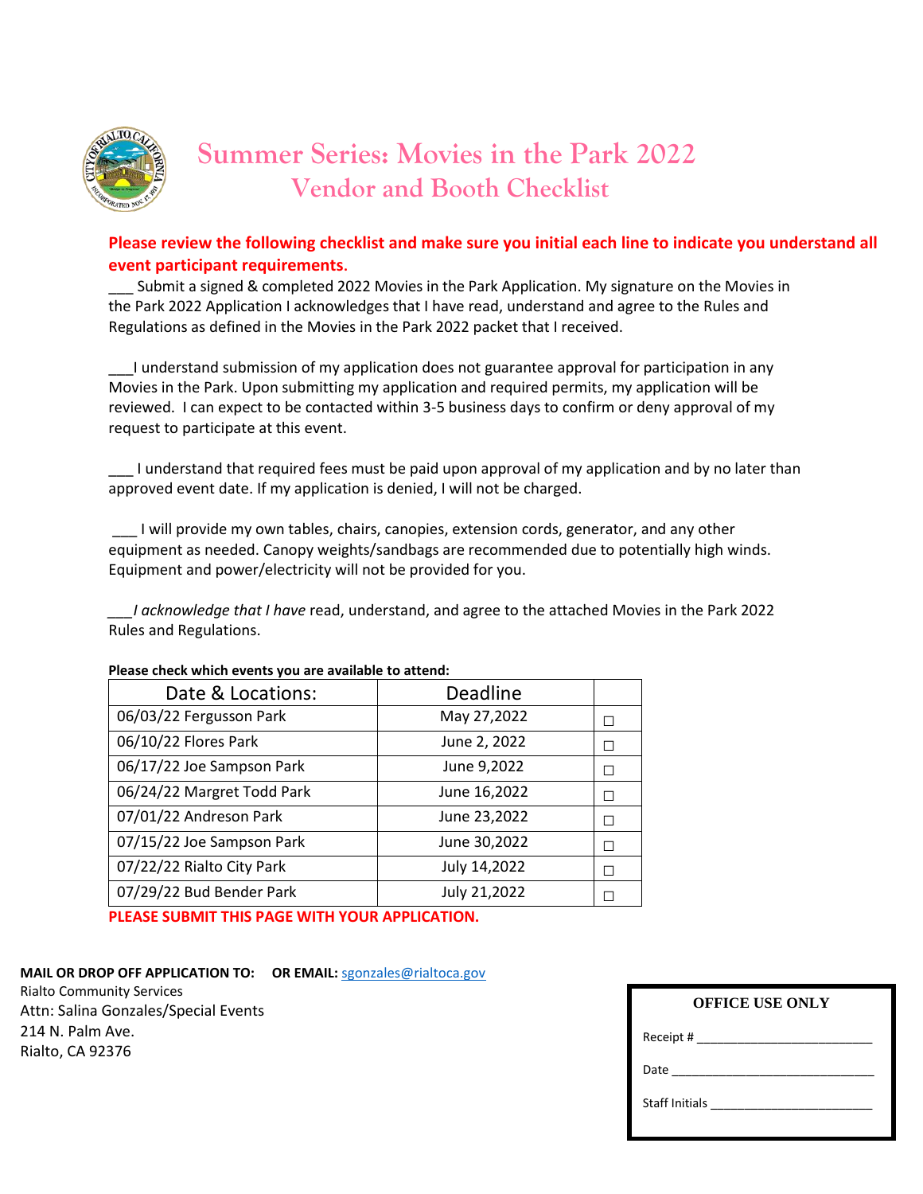# Summer Series: Movies in the Park 2022
## Vendor and Booth Checklist

**Please review the following checklist and make sure you initial each line to indicate you understand all event participant requirements.**

___ Submit a signed & completed 2022 Movies in the Park Application. My signature on the Movies in the Park 2022 Application I acknowledges that I have read, understand and agree to the Rules and Regulations as defined in the Movies in the Park 2022 packet that I received.

___I understand submission of my application does not guarantee approval for participation in any Movies in the Park. Upon submitting my application and required permits, my application will be reviewed. I can expect to be contacted within 3-5 business days to confirm or deny approval of my request to participate at this event.

___ I understand that required fees must be paid upon approval of my application and by no later than approved event date. If my application is denied, I will not be charged.

___ I will provide my own tables, chairs, canopies, extension cords, generator, and any other equipment as needed. Canopy weights/sandbags are recommended due to potentially high winds. Equipment and power/electricity will not be provided for you.

___*I acknowledge that I have* read, understand, and agree to the attached Movies in the Park 2022 Rules and Regulations.

**Please check which events you are available to attend:**

| Date & Locations: | Deadline | |
|---|---|---|
| 06/03/22 Fergusson Park | May 27,2022 | ☐ |
| 06/10/22 Flores Park | June 2, 2022 | ☐ |
| 06/17/22 Joe Sampson Park | June 9,2022 | ☐ |
| 06/24/22 Margret Todd Park | June 16,2022 | ☐ |
| 07/01/22 Andreson Park | June 23,2022 | ☐ |
| 07/15/22 Joe Sampson Park | June 30,2022 | ☐ |
| 07/22/22 Rialto City Park | July 14,2022 | ☐ |
| 07/29/22 Bud Bender Park | July 21,2022 | ☐ |

**PLEASE SUBMIT THIS PAGE WITH YOUR APPLICATION.**

**MAIL OR DROP OFF APPLICATION TO:** **OR EMAIL:** sgonzales@rialtoca.gov

Rialto Community Services
Attn: Salina Gonzales/Special Events
214 N. Palm Ave.
Rialto, CA 92376

**OFFICE USE ONLY**

Receipt # ___________________________

Date ________________________________

Staff Initials __________________________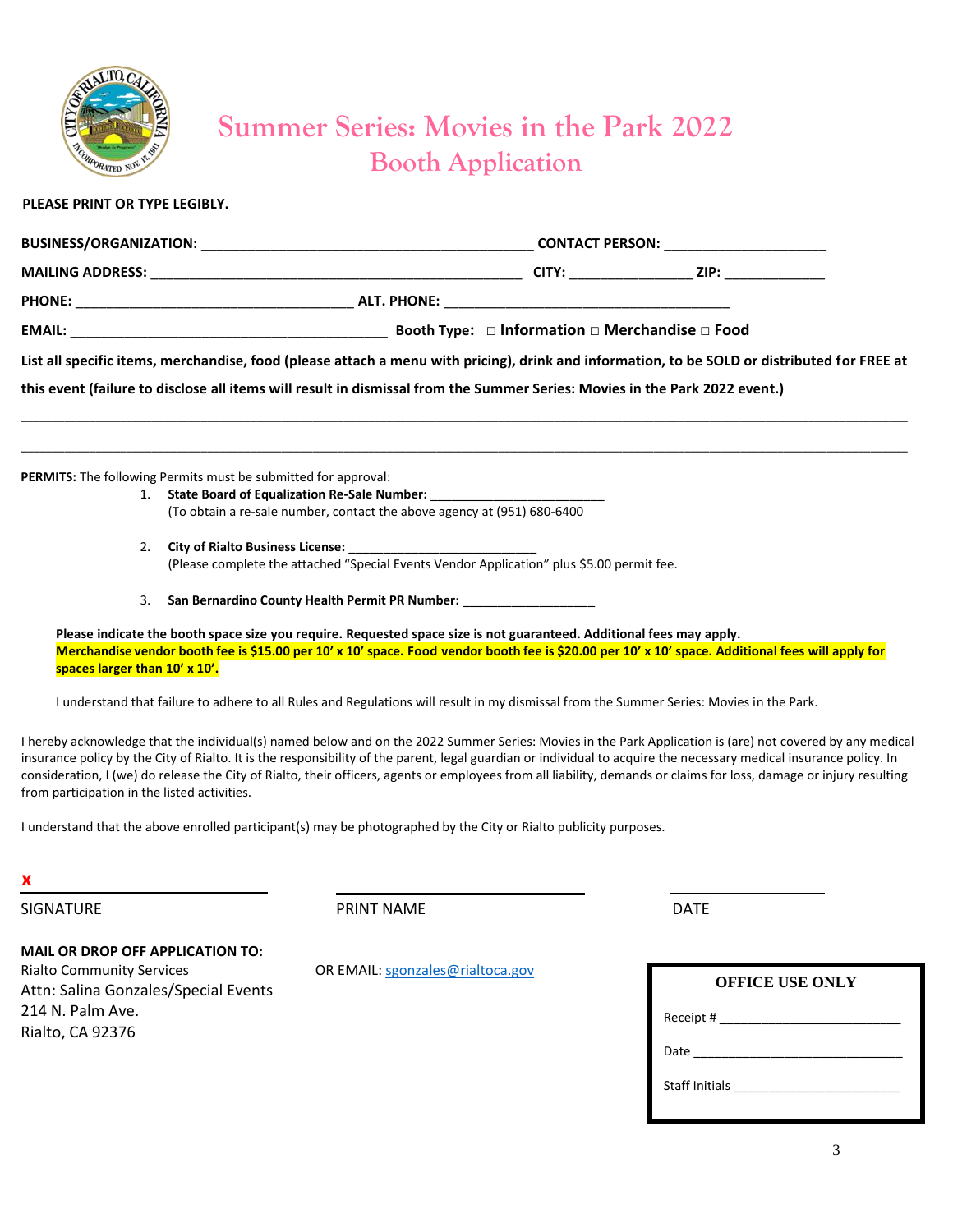# Summer Series: Movies in the Park 2022

## Booth Application

**PLEASE PRINT OR TYPE LEGIBLY.**

**BUSINESS/ORGANIZATION:** ___________________________________________ **CONTACT PERSON:** _____________________

**MAILING ADDRESS:** __________________________________________________ **CITY:** ________________ **ZIP:** _____________

**PHONE:** ____________________________________ **ALT. PHONE:** _____________________________________

**EMAIL:** _________________________________________ **Booth Type:** □ **Information** □ **Merchandise** □ **Food**

**List all specific items, merchandise, food (please attach a menu with pricing), drink and information, to be SOLD or distributed for FREE at this event (failure to disclose all items will result in dismissal from the Summer Series: Movies in the Park 2022 event.)**

_____________________________________________________________________________________________________________________

_____________________________________________________________________________________________________________________

**PERMITS:** The following Permits must be submitted for approval:

1. **State Board of Equalization Re-Sale Number:** ________________________
   (To obtain a re-sale number, contact the above agency at (951) 680-6400

2. **City of Rialto Business License:** __________________________
   (Please complete the attached "Special Events Vendor Application" plus $5.00 permit fee.

3. **San Bernardino County Health Permit PR Number:** ___________________

**Please indicate the booth space size you require. Requested space size is not guaranteed. Additional fees may apply.**
**Merchandise vendor booth fee is $15.00 per 10' x 10' space. Food vendor booth fee is $20.00 per 10' x 10' space. Additional fees will apply for spaces larger than 10' x 10'.**

I understand that failure to adhere to all Rules and Regulations will result in my dismissal from the Summer Series: Movies in the Park.

I hereby acknowledge that the individual(s) named below and on the 2022 Summer Series: Movies in the Park Application is (are) not covered by any medical insurance policy by the City of Rialto. It is the responsibility of the parent, legal guardian or individual to acquire the necessary medical insurance policy. In consideration, I (we) do release the City of Rialto, their officers, agents or employees from all liability, demands or claims for loss, damage or injury resulting from participation in the listed activities.

I understand that the above enrolled participant(s) may be photographed by the City or Rialto publicity purposes.

**X** ________________________ ________________________ ________________

SIGNATURE PRINT NAME DATE

**MAIL OR DROP OFF APPLICATION TO:**
Rialto Community Services
Attn: Salina Gonzales/Special Events
214 N. Palm Ave.
Rialto, CA 92376

OR EMAIL: sgonzales@rialtoca.gov

**OFFICE USE ONLY**

Receipt # __________________________

Date ______________________________

Staff Initials ________________________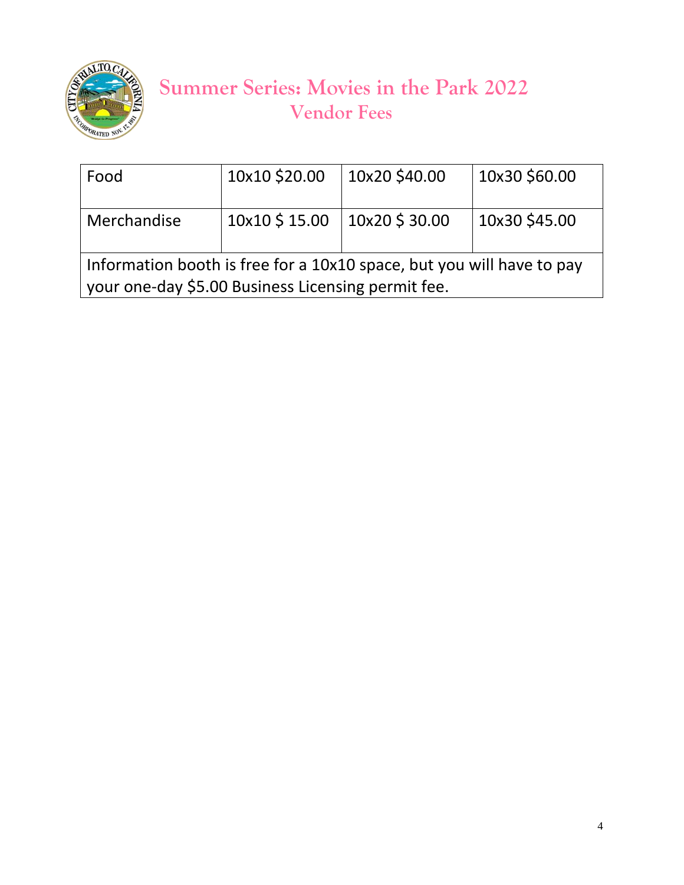# Summer Series: Movies in the Park 2022

## Vendor Fees

| | | | |
|---|---|---|---|
| Food | 10x10 $20.00 | 10x20 $40.00 | 10x30 $60.00 |
| Merchandise | 10x10 $ 15.00 | 10x20 $ 30.00 | 10x30 $45.00 |
| Information booth is free for a 10x10 space, but you will have to pay your one-day $5.00 Business Licensing permit fee. | | | |